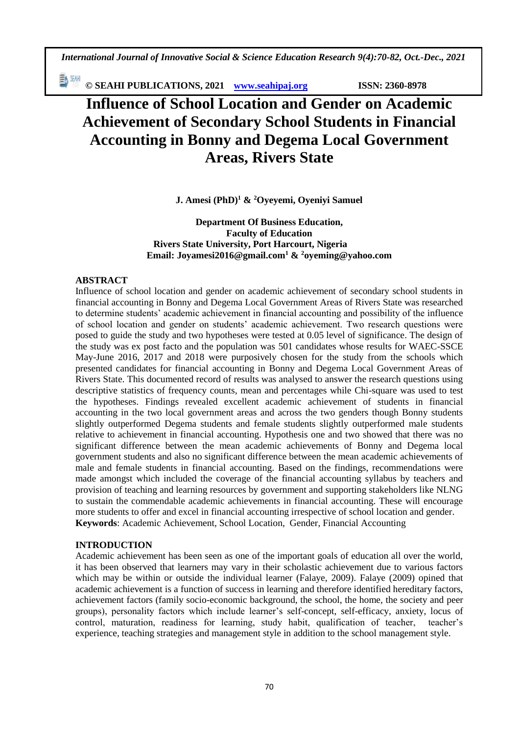# Influence of School Location and Gender on Academic Achievement of Secondary School Students in Financial Accounting in Bonny and Degema Local Government Areas, Rivers State

**J. Amesi (PhD)[1] & [2]Oyeyemi, Oyeniyi Samuel**

**Department Of Business Education,**
**Faculty of Education**
**Rivers State University, Port Harcourt, Nigeria**
**Email: Joyamesi2016@gmail.com[1] & [2]oyeming@yahoo.com**

## ABSTRACT

Influence of school location and gender on academic achievement of secondary school students in financial accounting in Bonny and Degema Local Government Areas of Rivers State was researched to determine students' academic achievement in financial accounting and possibility of the influence of school location and gender on students' academic achievement. Two research questions were posed to guide the study and two hypotheses were tested at 0.05 level of significance. The design of the study was ex post facto and the population was 501 candidates whose results for WAEC-SSCE May-June 2016, 2017 and 2018 were purposively chosen for the study from the schools which presented candidates for financial accounting in Bonny and Degema Local Government Areas of Rivers State. This documented record of results was analysed to answer the research questions using descriptive statistics of frequency counts, mean and percentages while Chi-square was used to test the hypotheses. Findings revealed excellent academic achievement of students in financial accounting in the two local government areas and across the two genders though Bonny students slightly outperformed Degema students and female students slightly outperformed male students relative to achievement in financial accounting. Hypothesis one and two showed that there was no significant difference between the mean academic achievements of Bonny and Degema local government students and also no significant difference between the mean academic achievements of male and female students in financial accounting. Based on the findings, recommendations were made amongst which included the coverage of the financial accounting syllabus by teachers and provision of teaching and learning resources by government and supporting stakeholders like NLNG to sustain the commendable academic achievements in financial accounting. These will encourage more students to offer and excel in financial accounting irrespective of school location and gender.

**Keywords**: Academic Achievement, School Location, Gender, Financial Accounting

## INTRODUCTION

Academic achievement has been seen as one of the important goals of education all over the world, it has been observed that learners may vary in their scholastic achievement due to various factors which may be within or outside the individual learner (Falaye, 2009). Falaye (2009) opined that academic achievement is a function of success in learning and therefore identified hereditary factors, achievement factors (family socio-economic background, the school, the home, the society and peer groups), personality factors which include learner's self-concept, self-efficacy, anxiety, locus of control, maturation, readiness for learning, study habit, qualification of teacher, teacher's experience, teaching strategies and management style in addition to the school management style.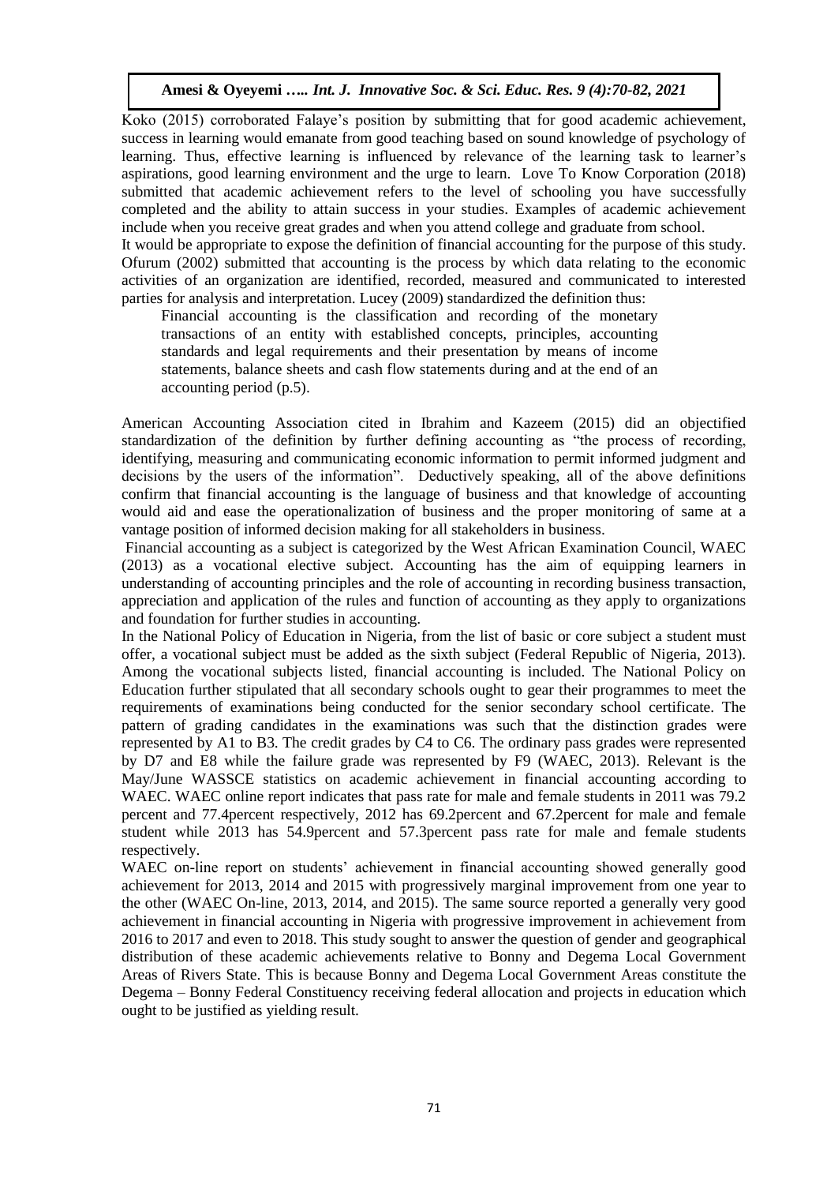Koko (2015) corroborated Falaye's position by submitting that for good academic achievement, success in learning would emanate from good teaching based on sound knowledge of psychology of learning. Thus, effective learning is influenced by relevance of the learning task to learner's aspirations, good learning environment and the urge to learn. Love To Know Corporation (2018) submitted that academic achievement refers to the level of schooling you have successfully completed and the ability to attain success in your studies. Examples of academic achievement include when you receive great grades and when you attend college and graduate from school.

It would be appropriate to expose the definition of financial accounting for the purpose of this study. Ofurum (2002) submitted that accounting is the process by which data relating to the economic activities of an organization are identified, recorded, measured and communicated to interested parties for analysis and interpretation. Lucey (2009) standardized the definition thus:

> Financial accounting is the classification and recording of the monetary transactions of an entity with established concepts, principles, accounting standards and legal requirements and their presentation by means of income statements, balance sheets and cash flow statements during and at the end of an accounting period (p.5).

American Accounting Association cited in Ibrahim and Kazeem (2015) did an objectified standardization of the definition by further defining accounting as "the process of recording, identifying, measuring and communicating economic information to permit informed judgment and decisions by the users of the information". Deductively speaking, all of the above definitions confirm that financial accounting is the language of business and that knowledge of accounting would aid and ease the operationalization of business and the proper monitoring of same at a vantage position of informed decision making for all stakeholders in business.

Financial accounting as a subject is categorized by the West African Examination Council, WAEC (2013) as a vocational elective subject. Accounting has the aim of equipping learners in understanding of accounting principles and the role of accounting in recording business transaction, appreciation and application of the rules and function of accounting as they apply to organizations and foundation for further studies in accounting.

In the National Policy of Education in Nigeria, from the list of basic or core subject a student must offer, a vocational subject must be added as the sixth subject (Federal Republic of Nigeria, 2013). Among the vocational subjects listed, financial accounting is included. The National Policy on Education further stipulated that all secondary schools ought to gear their programmes to meet the requirements of examinations being conducted for the senior secondary school certificate. The pattern of grading candidates in the examinations was such that the distinction grades were represented by A1 to B3. The credit grades by C4 to C6. The ordinary pass grades were represented by D7 and E8 while the failure grade was represented by F9 (WAEC, 2013). Relevant is the May/June WASSCE statistics on academic achievement in financial accounting according to WAEC. WAEC online report indicates that pass rate for male and female students in 2011 was 79.2 percent and 77.4percent respectively, 2012 has 69.2percent and 67.2percent for male and female student while 2013 has 54.9percent and 57.3percent pass rate for male and female students respectively.

WAEC on-line report on students' achievement in financial accounting showed generally good achievement for 2013, 2014 and 2015 with progressively marginal improvement from one year to the other (WAEC On-line, 2013, 2014, and 2015). The same source reported a generally very good achievement in financial accounting in Nigeria with progressive improvement in achievement from 2016 to 2017 and even to 2018. This study sought to answer the question of gender and geographical distribution of these academic achievements relative to Bonny and Degema Local Government Areas of Rivers State. This is because Bonny and Degema Local Government Areas constitute the Degema – Bonny Federal Constituency receiving federal allocation and projects in education which ought to be justified as yielding result.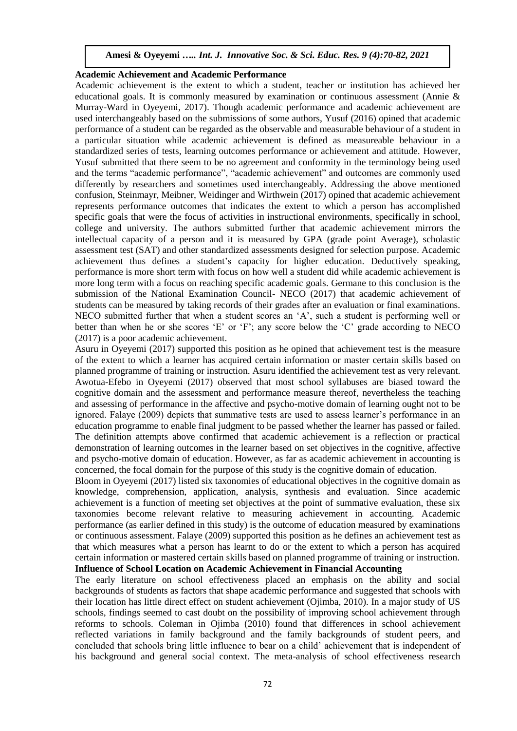**Academic Achievement and Academic Performance**

Academic achievement is the extent to which a student, teacher or institution has achieved her educational goals. It is commonly measured by examination or continuous assessment (Annie & Murray-Ward in Oyeyemi, 2017). Though academic performance and academic achievement are used interchangeably based on the submissions of some authors, Yusuf (2016) opined that academic performance of a student can be regarded as the observable and measurable behaviour of a student in a particular situation while academic achievement is defined as measureable behaviour in a standardized series of tests, learning outcomes performance or achievement and attitude. However, Yusuf submitted that there seem to be no agreement and conformity in the terminology being used and the terms "academic performance", "academic achievement" and outcomes are commonly used differently by researchers and sometimes used interchangeably. Addressing the above mentioned confusion, Steinmayr, Meibner, Weidinger and Wirthwein (2017) opined that academic achievement represents performance outcomes that indicates the extent to which a person has accomplished specific goals that were the focus of activities in instructional environments, specifically in school, college and university. The authors submitted further that academic achievement mirrors the intellectual capacity of a person and it is measured by GPA (grade point Average), scholastic assessment test (SAT) and other standardized assessments designed for selection purpose. Academic achievement thus defines a student's capacity for higher education. Deductively speaking, performance is more short term with focus on how well a student did while academic achievement is more long term with a focus on reaching specific academic goals. Germane to this conclusion is the submission of the National Examination Council- NECO (2017) that academic achievement of students can be measured by taking records of their grades after an evaluation or final examinations. NECO submitted further that when a student scores an 'A', such a student is performing well or better than when he or she scores 'E' or 'F'; any score below the 'C' grade according to NECO (2017) is a poor academic achievement.

Asuru in Oyeyemi (2017) supported this position as he opined that achievement test is the measure of the extent to which a learner has acquired certain information or master certain skills based on planned programme of training or instruction. Asuru identified the achievement test as very relevant. Awotua-Efebo in Oyeyemi (2017) observed that most school syllabuses are biased toward the cognitive domain and the assessment and performance measure thereof, nevertheless the teaching and assessing of performance in the affective and psycho-motive domain of learning ought not to be ignored. Falaye (2009) depicts that summative tests are used to assess learner's performance in an education programme to enable final judgment to be passed whether the learner has passed or failed. The definition attempts above confirmed that academic achievement is a reflection or practical demonstration of learning outcomes in the learner based on set objectives in the cognitive, affective and psycho-motive domain of education. However, as far as academic achievement in accounting is concerned, the focal domain for the purpose of this study is the cognitive domain of education.

Bloom in Oyeyemi (2017) listed six taxonomies of educational objectives in the cognitive domain as knowledge, comprehension, application, analysis, synthesis and evaluation. Since academic achievement is a function of meeting set objectives at the point of summative evaluation, these six taxonomies become relevant relative to measuring achievement in accounting. Academic performance (as earlier defined in this study) is the outcome of education measured by examinations or continuous assessment. Falaye (2009) supported this position as he defines an achievement test as that which measures what a person has learnt to do or the extent to which a person has acquired certain information or mastered certain skills based on planned programme of training or instruction.

**Influence of School Location on Academic Achievement in Financial Accounting**

The early literature on school effectiveness placed an emphasis on the ability and social backgrounds of students as factors that shape academic performance and suggested that schools with their location has little direct effect on student achievement (Ojimba, 2010). In a major study of US schools, findings seemed to cast doubt on the possibility of improving school achievement through reforms to schools. Coleman in Ojimba (2010) found that differences in school achievement reflected variations in family background and the family backgrounds of student peers, and concluded that schools bring little influence to bear on a child' achievement that is independent of his background and general social context. The meta-analysis of school effectiveness research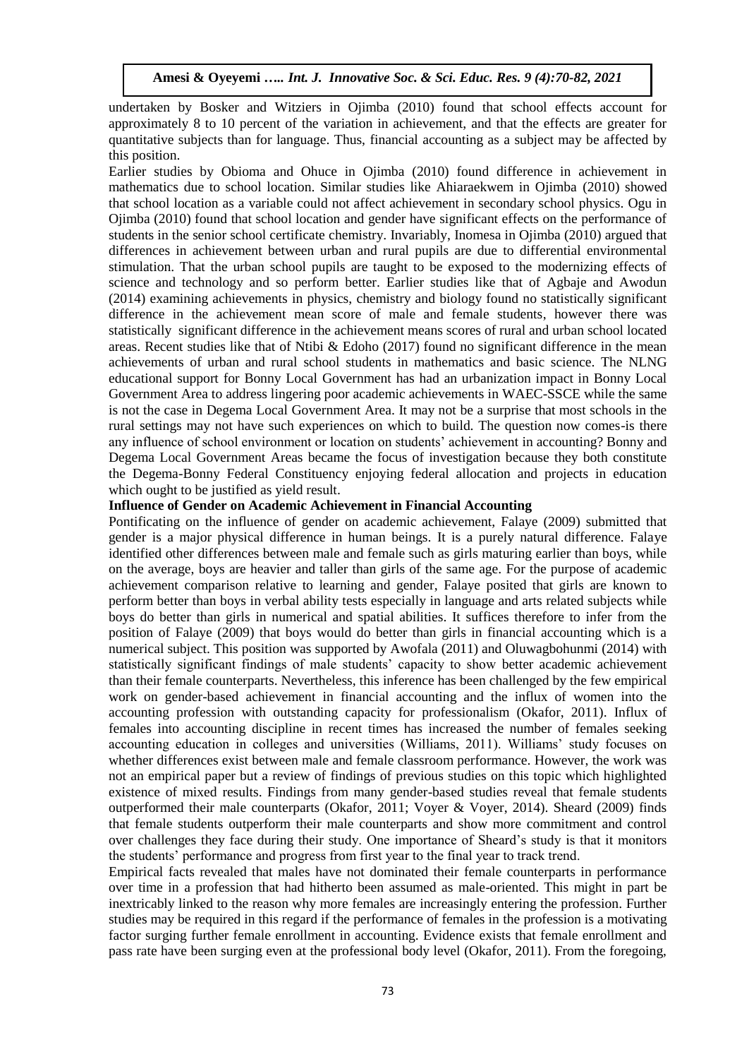undertaken by Bosker and Witziers in Ojimba (2010) found that school effects account for approximately 8 to 10 percent of the variation in achievement, and that the effects are greater for quantitative subjects than for language. Thus, financial accounting as a subject may be affected by this position.

Earlier studies by Obioma and Ohuce in Ojimba (2010) found difference in achievement in mathematics due to school location. Similar studies like Ahiaraekwem in Ojimba (2010) showed that school location as a variable could not affect achievement in secondary school physics. Ogu in Ojimba (2010) found that school location and gender have significant effects on the performance of students in the senior school certificate chemistry. Invariably, Inomesa in Ojimba (2010) argued that differences in achievement between urban and rural pupils are due to differential environmental stimulation. That the urban school pupils are taught to be exposed to the modernizing effects of science and technology and so perform better. Earlier studies like that of Agbaje and Awodun (2014) examining achievements in physics, chemistry and biology found no statistically significant difference in the achievement mean score of male and female students, however there was statistically significant difference in the achievement means scores of rural and urban school located areas. Recent studies like that of Ntibi & Edoho (2017) found no significant difference in the mean achievements of urban and rural school students in mathematics and basic science. The NLNG educational support for Bonny Local Government has had an urbanization impact in Bonny Local Government Area to address lingering poor academic achievements in WAEC-SSCE while the same is not the case in Degema Local Government Area. It may not be a surprise that most schools in the rural settings may not have such experiences on which to build. The question now comes-is there any influence of school environment or location on students' achievement in accounting? Bonny and Degema Local Government Areas became the focus of investigation because they both constitute the Degema-Bonny Federal Constituency enjoying federal allocation and projects in education which ought to be justified as yield result.

**Influence of Gender on Academic Achievement in Financial Accounting**

Pontificating on the influence of gender on academic achievement, Falaye (2009) submitted that gender is a major physical difference in human beings. It is a purely natural difference. Falaye identified other differences between male and female such as girls maturing earlier than boys, while on the average, boys are heavier and taller than girls of the same age. For the purpose of academic achievement comparison relative to learning and gender, Falaye posited that girls are known to perform better than boys in verbal ability tests especially in language and arts related subjects while boys do better than girls in numerical and spatial abilities. It suffices therefore to infer from the position of Falaye (2009) that boys would do better than girls in financial accounting which is a numerical subject. This position was supported by Awofala (2011) and Oluwagbohunmi (2014) with statistically significant findings of male students' capacity to show better academic achievement than their female counterparts. Nevertheless, this inference has been challenged by the few empirical work on gender-based achievement in financial accounting and the influx of women into the accounting profession with outstanding capacity for professionalism (Okafor, 2011). Influx of females into accounting discipline in recent times has increased the number of females seeking accounting education in colleges and universities (Williams, 2011). Williams' study focuses on whether differences exist between male and female classroom performance. However, the work was not an empirical paper but a review of findings of previous studies on this topic which highlighted existence of mixed results. Findings from many gender-based studies reveal that female students outperformed their male counterparts (Okafor, 2011; Voyer & Voyer, 2014). Sheard (2009) finds that female students outperform their male counterparts and show more commitment and control over challenges they face during their study. One importance of Sheard's study is that it monitors the students' performance and progress from first year to the final year to track trend.

Empirical facts revealed that males have not dominated their female counterparts in performance over time in a profession that had hitherto been assumed as male-oriented. This might in part be inextricably linked to the reason why more females are increasingly entering the profession. Further studies may be required in this regard if the performance of females in the profession is a motivating factor surging further female enrollment in accounting. Evidence exists that female enrollment and pass rate have been surging even at the professional body level (Okafor, 2011). From the foregoing,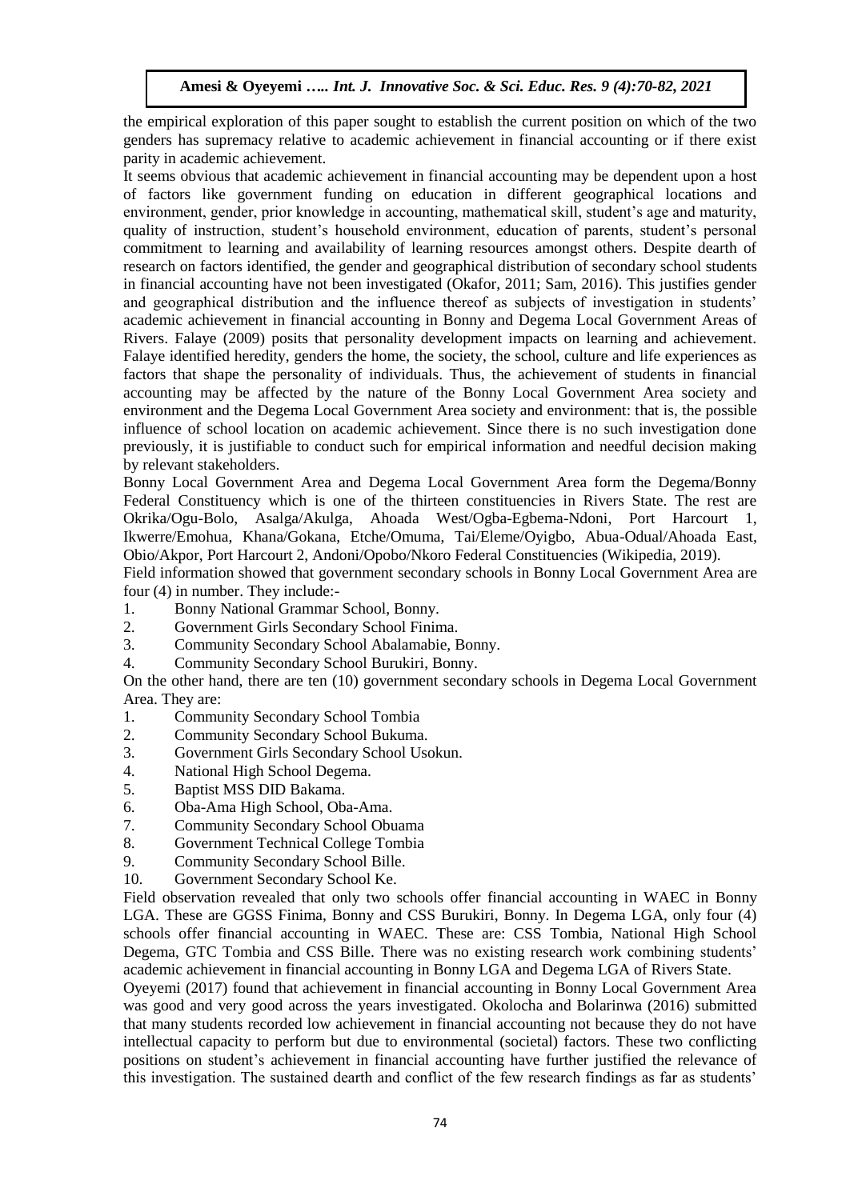the empirical exploration of this paper sought to establish the current position on which of the two genders has supremacy relative to academic achievement in financial accounting or if there exist parity in academic achievement.

It seems obvious that academic achievement in financial accounting may be dependent upon a host of factors like government funding on education in different geographical locations and environment, gender, prior knowledge in accounting, mathematical skill, student's age and maturity, quality of instruction, student's household environment, education of parents, student's personal commitment to learning and availability of learning resources amongst others. Despite dearth of research on factors identified, the gender and geographical distribution of secondary school students in financial accounting have not been investigated (Okafor, 2011; Sam, 2016). This justifies gender and geographical distribution and the influence thereof as subjects of investigation in students' academic achievement in financial accounting in Bonny and Degema Local Government Areas of Rivers. Falaye (2009) posits that personality development impacts on learning and achievement. Falaye identified heredity, genders the home, the society, the school, culture and life experiences as factors that shape the personality of individuals. Thus, the achievement of students in financial accounting may be affected by the nature of the Bonny Local Government Area society and environment and the Degema Local Government Area society and environment: that is, the possible influence of school location on academic achievement. Since there is no such investigation done previously, it is justifiable to conduct such for empirical information and needful decision making by relevant stakeholders.

Bonny Local Government Area and Degema Local Government Area form the Degema/Bonny Federal Constituency which is one of the thirteen constituencies in Rivers State. The rest are Okrika/Ogu-Bolo, Asalga/Akulga, Ahoada West/Ogba-Egbema-Ndoni, Port Harcourt 1, Ikwerre/Emohua, Khana/Gokana, Etche/Omuma, Tai/Eleme/Oyigbo, Abua-Odual/Ahoada East, Obio/Akpor, Port Harcourt 2, Andoni/Opobo/Nkoro Federal Constituencies (Wikipedia, 2019).

Field information showed that government secondary schools in Bonny Local Government Area are four (4) in number. They include:-

1. Bonny National Grammar School, Bonny.
2. Government Girls Secondary School Finima.
3. Community Secondary School Abalamabie, Bonny.
4. Community Secondary School Burukiri, Bonny.

On the other hand, there are ten (10) government secondary schools in Degema Local Government Area. They are:

1. Community Secondary School Tombia
2. Community Secondary School Bukuma.
3. Government Girls Secondary School Usokun.
4. National High School Degema.
5. Baptist MSS DID Bakama.
6. Oba-Ama High School, Oba-Ama.
7. Community Secondary School Obuama
8. Government Technical College Tombia
9. Community Secondary School Bille.
10. Government Secondary School Ke.

Field observation revealed that only two schools offer financial accounting in WAEC in Bonny LGA. These are GGSS Finima, Bonny and CSS Burukiri, Bonny. In Degema LGA, only four (4) schools offer financial accounting in WAEC. These are: CSS Tombia, National High School Degema, GTC Tombia and CSS Bille. There was no existing research work combining students' academic achievement in financial accounting in Bonny LGA and Degema LGA of Rivers State.

Oyeyemi (2017) found that achievement in financial accounting in Bonny Local Government Area was good and very good across the years investigated. Okolocha and Bolarinwa (2016) submitted that many students recorded low achievement in financial accounting not because they do not have intellectual capacity to perform but due to environmental (societal) factors. These two conflicting positions on student's achievement in financial accounting have further justified the relevance of this investigation. The sustained dearth and conflict of the few research findings as far as students'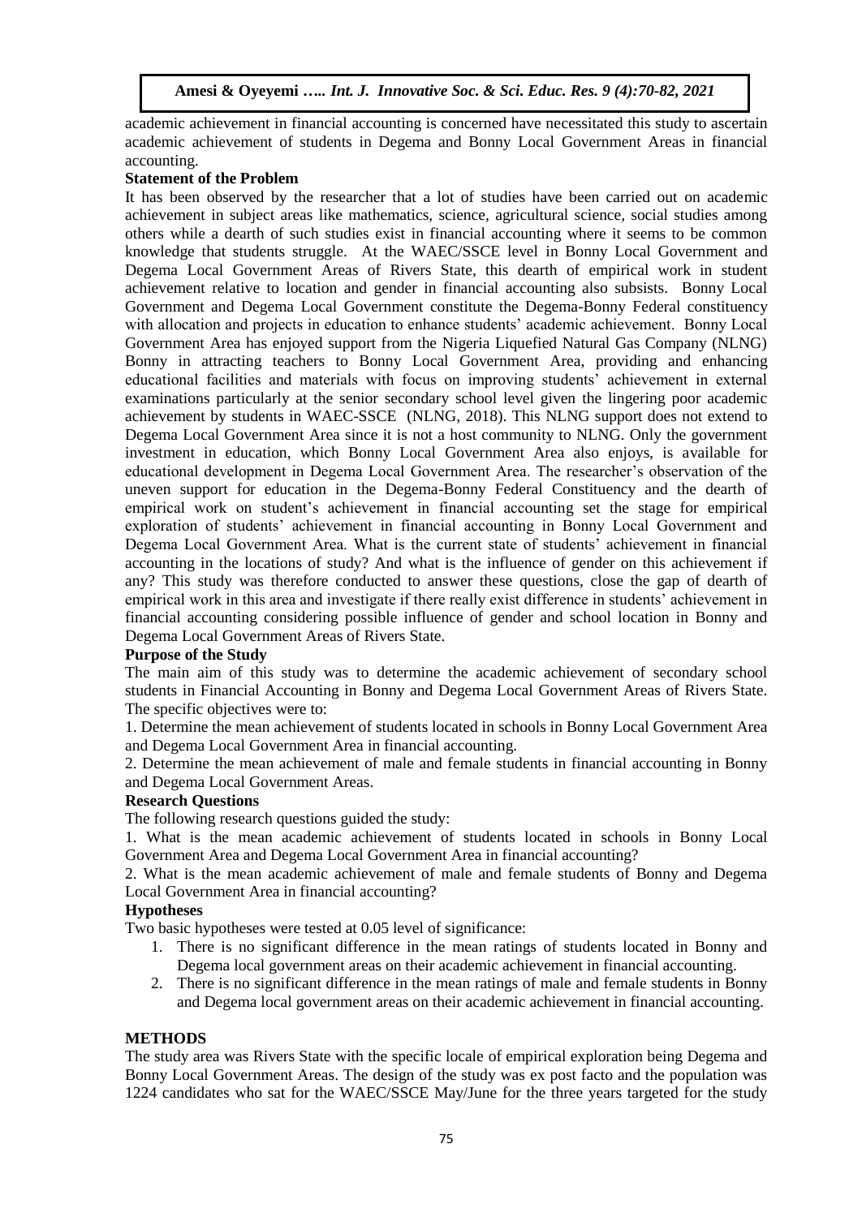academic achievement in financial accounting is concerned have necessitated this study to ascertain academic achievement of students in Degema and Bonny Local Government Areas in financial accounting.

**Statement of the Problem**

It has been observed by the researcher that a lot of studies have been carried out on academic achievement in subject areas like mathematics, science, agricultural science, social studies among others while a dearth of such studies exist in financial accounting where it seems to be common knowledge that students struggle. At the WAEC/SSCE level in Bonny Local Government and Degema Local Government Areas of Rivers State, this dearth of empirical work in student achievement relative to location and gender in financial accounting also subsists. Bonny Local Government and Degema Local Government constitute the Degema-Bonny Federal constituency with allocation and projects in education to enhance students' academic achievement. Bonny Local Government Area has enjoyed support from the Nigeria Liquefied Natural Gas Company (NLNG) Bonny in attracting teachers to Bonny Local Government Area, providing and enhancing educational facilities and materials with focus on improving students' achievement in external examinations particularly at the senior secondary school level given the lingering poor academic achievement by students in WAEC-SSCE (NLNG, 2018). This NLNG support does not extend to Degema Local Government Area since it is not a host community to NLNG. Only the government investment in education, which Bonny Local Government Area also enjoys, is available for educational development in Degema Local Government Area. The researcher's observation of the uneven support for education in the Degema-Bonny Federal Constituency and the dearth of empirical work on student's achievement in financial accounting set the stage for empirical exploration of students' achievement in financial accounting in Bonny Local Government and Degema Local Government Area. What is the current state of students' achievement in financial accounting in the locations of study? And what is the influence of gender on this achievement if any? This study was therefore conducted to answer these questions, close the gap of dearth of empirical work in this area and investigate if there really exist difference in students' achievement in financial accounting considering possible influence of gender and school location in Bonny and Degema Local Government Areas of Rivers State.

**Purpose of the Study**

The main aim of this study was to determine the academic achievement of secondary school students in Financial Accounting in Bonny and Degema Local Government Areas of Rivers State. The specific objectives were to:

1. Determine the mean achievement of students located in schools in Bonny Local Government Area and Degema Local Government Area in financial accounting.
2. Determine the mean achievement of male and female students in financial accounting in Bonny and Degema Local Government Areas.

**Research Questions**

The following research questions guided the study:

1. What is the mean academic achievement of students located in schools in Bonny Local Government Area and Degema Local Government Area in financial accounting?
2. What is the mean academic achievement of male and female students of Bonny and Degema Local Government Area in financial accounting?

**Hypotheses**

Two basic hypotheses were tested at 0.05 level of significance:

1. There is no significant difference in the mean ratings of students located in Bonny and Degema local government areas on their academic achievement in financial accounting.
2. There is no significant difference in the mean ratings of male and female students in Bonny and Degema local government areas on their academic achievement in financial accounting.

## METHODS

The study area was Rivers State with the specific locale of empirical exploration being Degema and Bonny Local Government Areas. The design of the study was ex post facto and the population was 1224 candidates who sat for the WAEC/SSCE May/June for the three years targeted for the study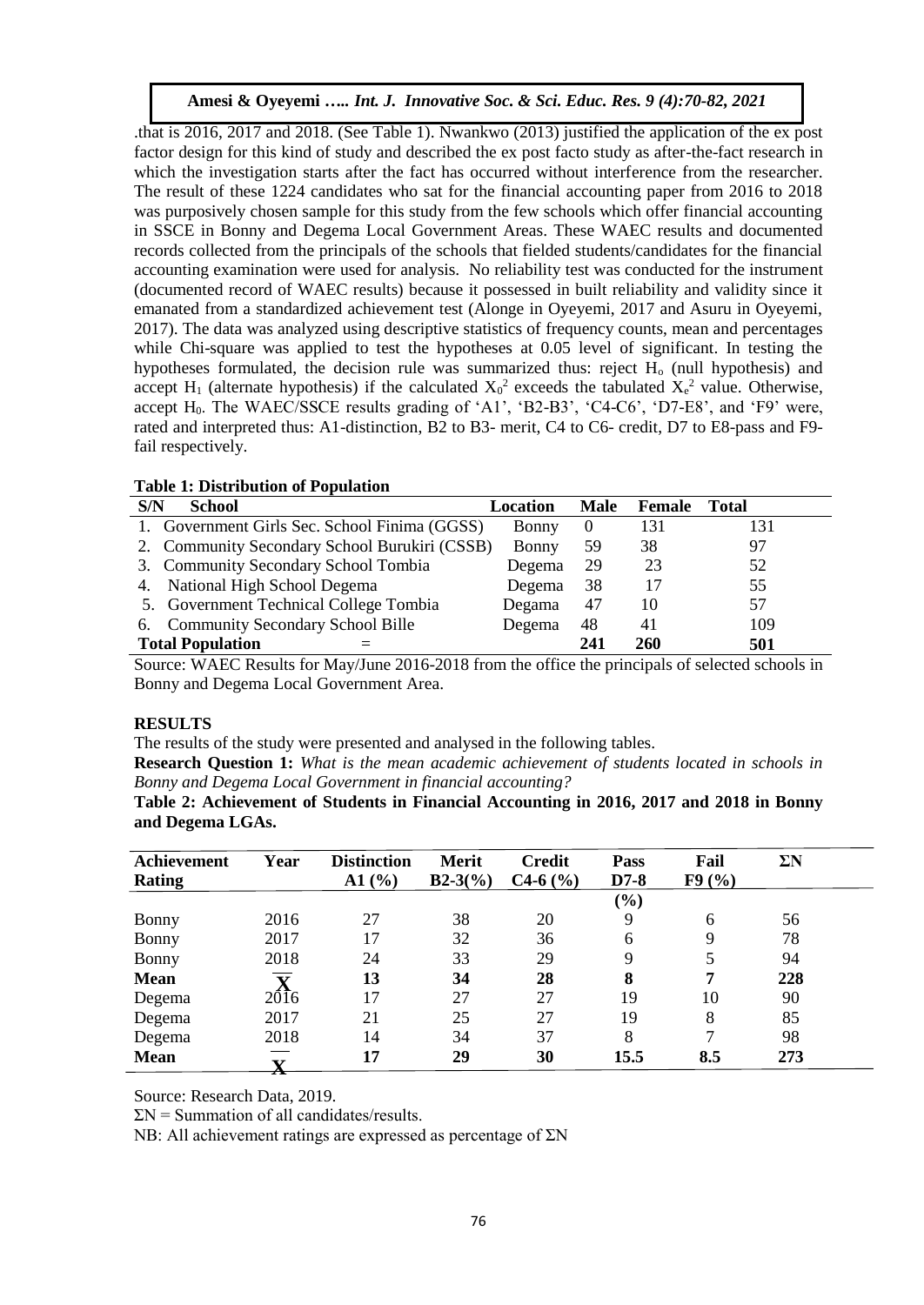.that is 2016, 2017 and 2018. (See Table 1). Nwankwo (2013) justified the application of the ex post factor design for this kind of study and described the ex post facto study as after-the-fact research in which the investigation starts after the fact has occurred without interference from the researcher. The result of these 1224 candidates who sat for the financial accounting paper from 2016 to 2018 was purposively chosen sample for this study from the few schools which offer financial accounting in SSCE in Bonny and Degema Local Government Areas. These WAEC results and documented records collected from the principals of the schools that fielded students/candidates for the financial accounting examination were used for analysis. No reliability test was conducted for the instrument (documented record of WAEC results) because it possessed in built reliability and validity since it emanated from a standardized achievement test (Alonge in Oyeyemi, 2017 and Asuru in Oyeyemi, 2017). The data was analyzed using descriptive statistics of frequency counts, mean and percentages while Chi-square was applied to test the hypotheses at 0.05 level of significant. In testing the hypotheses formulated, the decision rule was summarized thus: reject $H_o$ (null hypothesis) and accept $H_1$ (alternate hypothesis) if the calculated $X_0^2$ exceeds the tabulated $X_e^2$ value. Otherwise, accept $H_0$. The WAEC/SSCE results grading of 'A1', 'B2-B3', 'C4-C6', 'D7-E8', and 'F9' were, rated and interpreted thus: A1-distinction, B2 to B3- merit, C4 to C6- credit, D7 to E8-pass and F9-fail respectively.

**Table 1: Distribution of Population**

| S/N | School | Location | Male | Female | Total |
|---|---|---|---|---|---|
| 1. | Government Girls Sec. School Finima (GGSS) | Bonny | 0 | 131 | 131 |
| 2. | Community Secondary School Burukiri (CSSB) | Bonny | 59 | 38 | 97 |
| 3. | Community Secondary School Tombia | Degema | 29 | 23 | 52 |
| 4. | National High School Degema | Degema | 38 | 17 | 55 |
| 5. | Government Technical College Tombia | Degama | 47 | 10 | 57 |
| 6. | Community Secondary School Bille | Degema | 48 | 41 | 109 |
| **Total Population** | = | | **241** | **260** | **501** |

Source: WAEC Results for May/June 2016-2018 from the office the principals of selected schools in Bonny and Degema Local Government Area.

## RESULTS

The results of the study were presented and analysed in the following tables.

**Research Question 1:** *What is the mean academic achievement of students located in schools in Bonny and Degema Local Government in financial accounting?*

**Table 2: Achievement of Students in Financial Accounting in 2016, 2017 and 2018 in Bonny and Degema LGAs.**

| Achievement Rating | Year | Distinction A1 (%) | Merit B2-3(%) | Credit C4-6 (%) | Pass D7-8 (%) | Fail F9 (%) | ΣN |
|---|---|---|---|---|---|---|---|
| Bonny | 2016 | 27 | 38 | 20 | 9 | 6 | 56 |
| Bonny | 2017 | 17 | 32 | 36 | 6 | 9 | 78 |
| Bonny | 2018 | 24 | 33 | 29 | 9 | 5 | 94 |
| **Mean** | $\overline{\mathbf{X}}$ | **13** | **34** | **28** | **8** | **7** | **228** |
| Degema | 2016 | 17 | 27 | 27 | 19 | 10 | 90 |
| Degema | 2017 | 21 | 25 | 27 | 19 | 8 | 85 |
| Degema | 2018 | 14 | 34 | 37 | 8 | 7 | 98 |
| **Mean** | $\overline{\mathbf{X}}$ | **17** | **29** | **30** | **15.5** | **8.5** | **273** |

Source: Research Data, 2019.

ΣN = Summation of all candidates/results.

NB: All achievement ratings are expressed as percentage of ΣN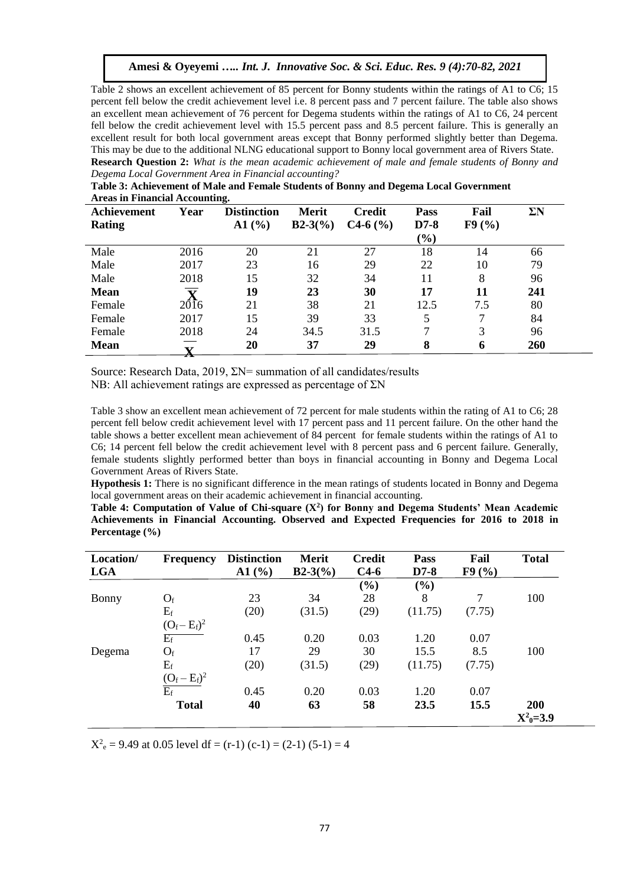Table 2 shows an excellent achievement of 85 percent for Bonny students within the ratings of A1 to C6; 15 percent fell below the credit achievement level i.e. 8 percent pass and 7 percent failure. The table also shows an excellent mean achievement of 76 percent for Degema students within the ratings of A1 to C6, 24 percent fell below the credit achievement level with 15.5 percent pass and 8.5 percent failure. This is generally an excellent result for both local government areas except that Bonny performed slightly better than Degema. This may be due to the additional NLNG educational support to Bonny local government area of Rivers State.

**Research Question 2:** *What is the mean academic achievement of male and female students of Bonny and Degema Local Government Area in Financial accounting?*

**Table 3: Achievement of Male and Female Students of Bonny and Degema Local Government Areas in Financial Accounting.**

| Achievement Rating | Year | Distinction A1 (%) | Merit B2-3(%) | Credit C4-6 (%) | Pass D7-8 (%) | Fail F9 (%) | ΣN |
|---|---|---|---|---|---|---|---|
| Male | 2016 | 20 | 21 | 27 | 18 | 14 | 66 |
| Male | 2017 | 23 | 16 | 29 | 22 | 10 | 79 |
| Male | 2018 | 15 | 32 | 34 | 11 | 8 | 96 |
| **Mean** | $\overline{X}$ | **19** | **23** | **30** | **17** | **11** | **241** |
| Female | 2016 | 21 | 38 | 21 | 12.5 | 7.5 | 80 |
| Female | 2017 | 15 | 39 | 33 | 5 | 7 | 84 |
| Female | 2018 | 24 | 34.5 | 31.5 | 7 | 3 | 96 |
| **Mean** | $\overline{X}$ | **20** | **37** | **29** | **8** | **6** | **260** |

Source: Research Data, 2019, ΣN= summation of all candidates/results

NB: All achievement ratings are expressed as percentage of ΣN

Table 3 show an excellent mean achievement of 72 percent for male students within the rating of A1 to C6; 28 percent fell below credit achievement level with 17 percent pass and 11 percent failure. On the other hand the table shows a better excellent mean achievement of 84 percent for female students within the ratings of A1 to C6; 14 percent fell below the credit achievement level with 8 percent pass and 6 percent failure. Generally, female students slightly performed better than boys in financial accounting in Bonny and Degema Local Government Areas of Rivers State.

**Hypothesis 1:** There is no significant difference in the mean ratings of students located in Bonny and Degema local government areas on their academic achievement in financial accounting.

**Table 4: Computation of Value of Chi-square ($X^2$) for Bonny and Degema Students' Mean Academic Achievements in Financial Accounting. Observed and Expected Frequencies for 2016 to 2018 in Percentage (%)**

| Location/ LGA | Frequency | Distinction A1 (%) | Merit B2-3(%) | Credit C4-6 (%) | Pass D7-8 (%) | Fail F9 (%) | Total |
|---|---|---|---|---|---|---|---|
| Bonny | $O_f$ | 23 | 34 | 28 | 8 | 7 | 100 |
| | $E_f$ | (20) | (31.5) | (29) | (11.75) | (7.75) | |
| | $\frac{(O_f - E_f)^2}{E_f}$ | 0.45 | 0.20 | 0.03 | 1.20 | 0.07 | |
| Degema | $O_f$ | 17 | 29 | 30 | 15.5 | 8.5 | 100 |
| | $E_f$ | (20) | (31.5) | (29) | (11.75) | (7.75) | |
| | $\frac{(O_f - E_f)^2}{E_f}$ | 0.45 | 0.20 | 0.03 | 1.20 | 0.07 | |
| | **Total** | **40** | **63** | **58** | **23.5** | **15.5** | **200** $X^2_0$**=3.9** |

$X^2_e = 9.49$ at 0.05 level df = (r-1) (c-1) = (2-1) (5-1) = 4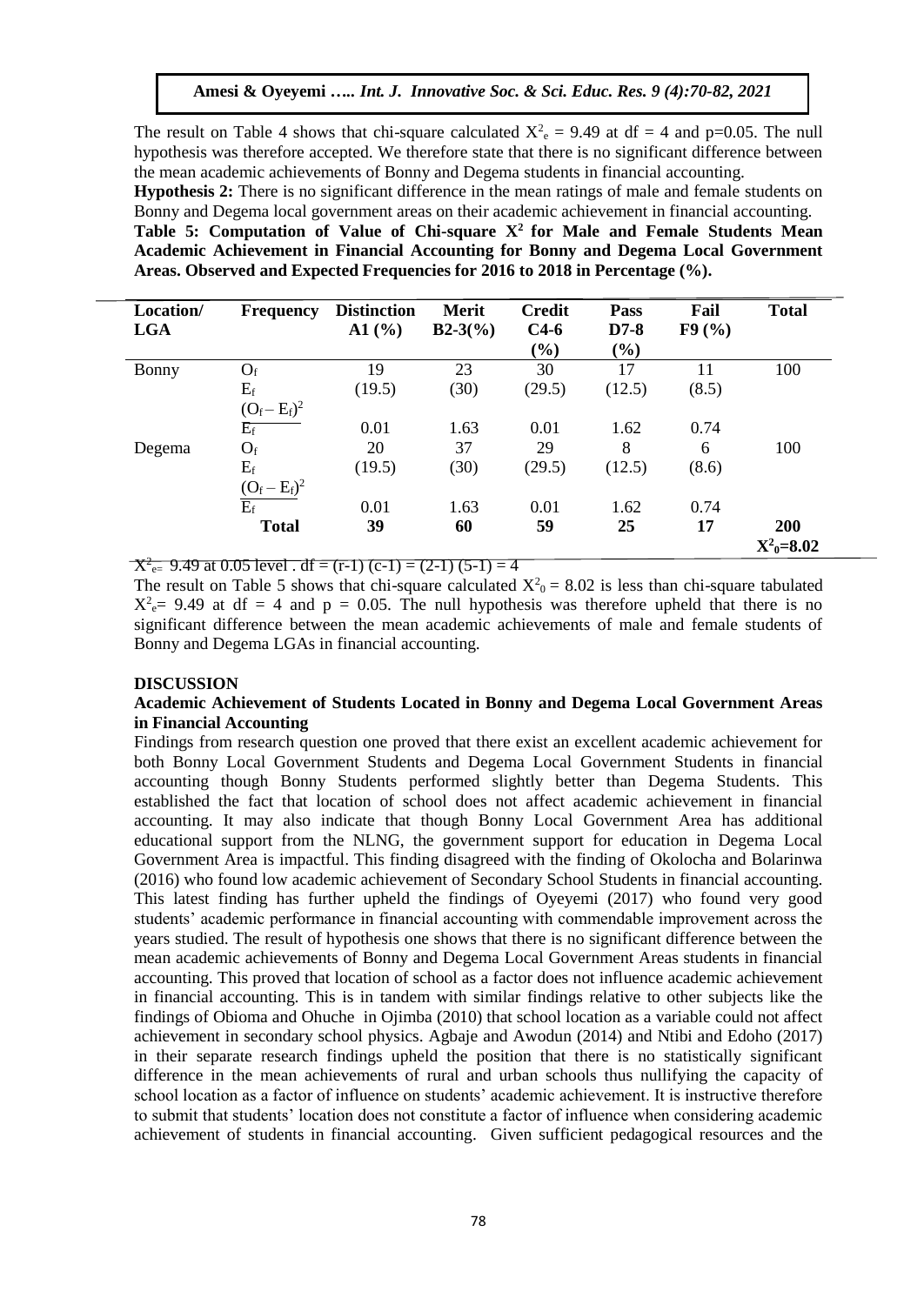The result on Table 4 shows that chi-square calculated $X^2_e = 9.49$ at df = 4 and p=0.05. The null hypothesis was therefore accepted. We therefore state that there is no significant difference between the mean academic achievements of Bonny and Degema students in financial accounting.

**Hypothesis 2:** There is no significant difference in the mean ratings of male and female students on Bonny and Degema local government areas on their academic achievement in financial accounting.

**Table 5: Computation of Value of Chi-square $X^2$ for Male and Female Students Mean Academic Achievement in Financial Accounting for Bonny and Degema Local Government Areas. Observed and Expected Frequencies for 2016 to 2018 in Percentage (%).**

| Location/ LGA | Frequency | Distinction A1 (%) | Merit B2-3(%) | Credit C4-6 (%) | Pass D7-8 (%) | Fail F9 (%) | Total |
|---|---|---|---|---|---|---|---|
| Bonny | $O_f$ | 19 | 23 | 30 | 17 | 11 | 100 |
| | $E_f$ | (19.5) | (30) | (29.5) | (12.5) | (8.5) | |
| | $\frac{(O_f - E_f)^2}{E_f}$ | 0.01 | 1.63 | 0.01 | 1.62 | 0.74 | |
| Degema | $O_f$ | 20 | 37 | 29 | 8 | 6 | 100 |
| | $E_f$ | (19.5) | (30) | (29.5) | (12.5) | (8.6) | |
| | $\frac{(O_f - E_f)^2}{E_f}$ | 0.01 | 1.63 | 0.01 | 1.62 | 0.74 | |
| | **Total** | **39** | **60** | **59** | **25** | **17** | **200** $X^2_0$**=8.02** |

$X^2_e = 9.49$ at 0.05 level . df = (r-1) (c-1) = (2-1) (5-1) = 4

The result on Table 5 shows that chi-square calculated $X^2_0 = 8.02$ is less than chi-square tabulated $X^2_e = 9.49$ at df = 4 and p = 0.05. The null hypothesis was therefore upheld that there is no significant difference between the mean academic achievements of male and female students of Bonny and Degema LGAs in financial accounting.

## DISCUSSION

### Academic Achievement of Students Located in Bonny and Degema Local Government Areas in Financial Accounting

Findings from research question one proved that there exist an excellent academic achievement for both Bonny Local Government Students and Degema Local Government Students in financial accounting though Bonny Students performed slightly better than Degema Students. This established the fact that location of school does not affect academic achievement in financial accounting. It may also indicate that though Bonny Local Government Area has additional educational support from the NLNG, the government support for education in Degema Local Government Area is impactful. This finding disagreed with the finding of Okolocha and Bolarinwa (2016) who found low academic achievement of Secondary School Students in financial accounting. This latest finding has further upheld the findings of Oyeyemi (2017) who found very good students' academic performance in financial accounting with commendable improvement across the years studied. The result of hypothesis one shows that there is no significant difference between the mean academic achievements of Bonny and Degema Local Government Areas students in financial accounting. This proved that location of school as a factor does not influence academic achievement in financial accounting. This is in tandem with similar findings relative to other subjects like the findings of Obioma and Ohuche in Ojimba (2010) that school location as a variable could not affect achievement in secondary school physics. Agbaje and Awodun (2014) and Ntibi and Edoho (2017) in their separate research findings upheld the position that there is no statistically significant difference in the mean achievements of rural and urban schools thus nullifying the capacity of school location as a factor of influence on students' academic achievement. It is instructive therefore to submit that students' location does not constitute a factor of influence when considering academic achievement of students in financial accounting. Given sufficient pedagogical resources and the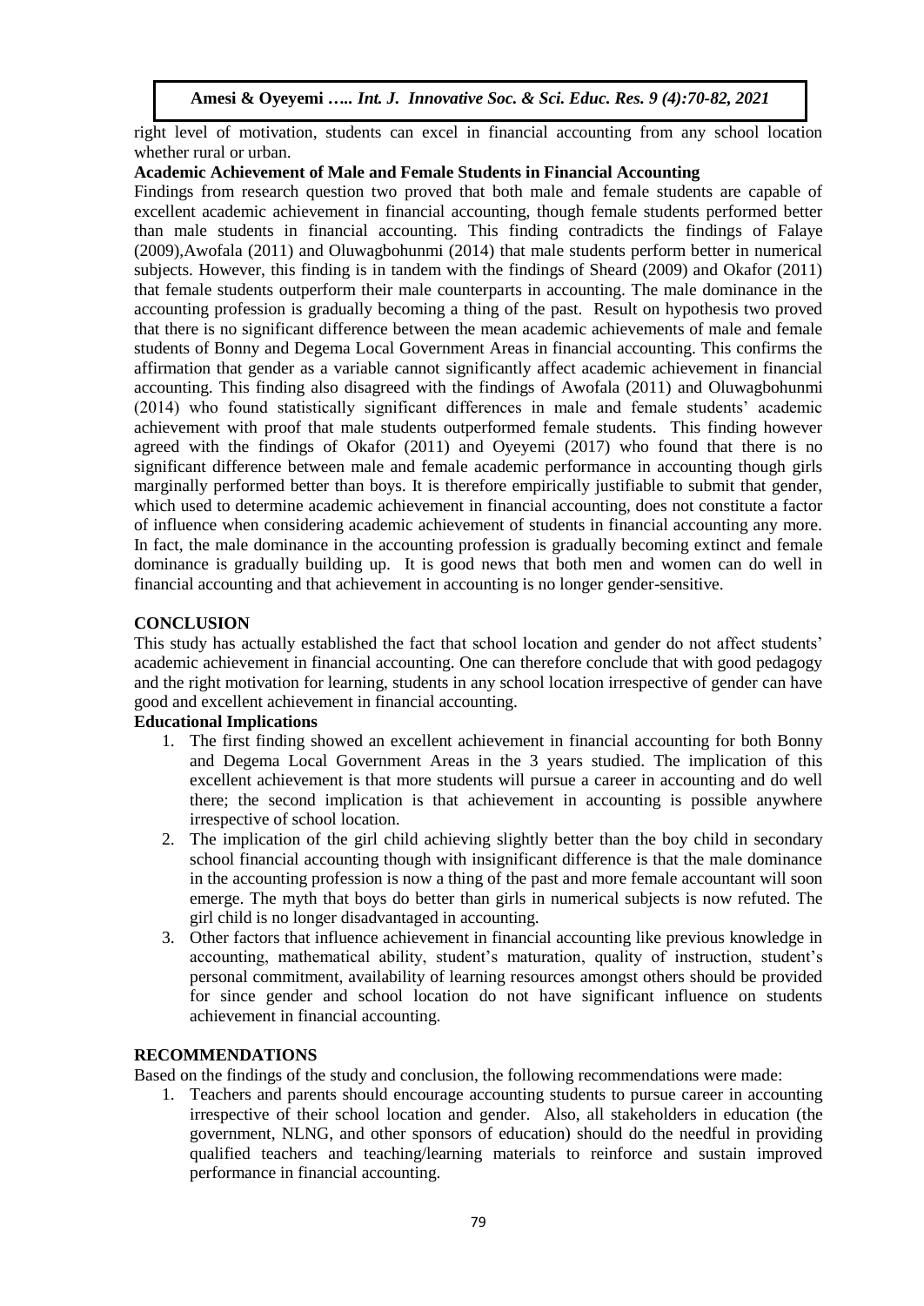right level of motivation, students can excel in financial accounting from any school location whether rural or urban.

**Academic Achievement of Male and Female Students in Financial Accounting**

Findings from research question two proved that both male and female students are capable of excellent academic achievement in financial accounting, though female students performed better than male students in financial accounting. This finding contradicts the findings of Falaye (2009),Awofala (2011) and Oluwagbohunmi (2014) that male students perform better in numerical subjects. However, this finding is in tandem with the findings of Sheard (2009) and Okafor (2011) that female students outperform their male counterparts in accounting. The male dominance in the accounting profession is gradually becoming a thing of the past. Result on hypothesis two proved that there is no significant difference between the mean academic achievements of male and female students of Bonny and Degema Local Government Areas in financial accounting. This confirms the affirmation that gender as a variable cannot significantly affect academic achievement in financial accounting. This finding also disagreed with the findings of Awofala (2011) and Oluwagbohunmi (2014) who found statistically significant differences in male and female students' academic achievement with proof that male students outperformed female students. This finding however agreed with the findings of Okafor (2011) and Oyeyemi (2017) who found that there is no significant difference between male and female academic performance in accounting though girls marginally performed better than boys. It is therefore empirically justifiable to submit that gender, which used to determine academic achievement in financial accounting, does not constitute a factor of influence when considering academic achievement of students in financial accounting any more. In fact, the male dominance in the accounting profession is gradually becoming extinct and female dominance is gradually building up. It is good news that both men and women can do well in financial accounting and that achievement in accounting is no longer gender-sensitive.

## CONCLUSION

This study has actually established the fact that school location and gender do not affect students' academic achievement in financial accounting. One can therefore conclude that with good pedagogy and the right motivation for learning, students in any school location irrespective of gender can have good and excellent achievement in financial accounting.

### Educational Implications

1. The first finding showed an excellent achievement in financial accounting for both Bonny and Degema Local Government Areas in the 3 years studied. The implication of this excellent achievement is that more students will pursue a career in accounting and do well there; the second implication is that achievement in accounting is possible anywhere irrespective of school location.
2. The implication of the girl child achieving slightly better than the boy child in secondary school financial accounting though with insignificant difference is that the male dominance in the accounting profession is now a thing of the past and more female accountant will soon emerge. The myth that boys do better than girls in numerical subjects is now refuted. The girl child is no longer disadvantaged in accounting.
3. Other factors that influence achievement in financial accounting like previous knowledge in accounting, mathematical ability, student's maturation, quality of instruction, student's personal commitment, availability of learning resources amongst others should be provided for since gender and school location do not have significant influence on students achievement in financial accounting.

## RECOMMENDATIONS

Based on the findings of the study and conclusion, the following recommendations were made:

1. Teachers and parents should encourage accounting students to pursue career in accounting irrespective of their school location and gender. Also, all stakeholders in education (the government, NLNG, and other sponsors of education) should do the needful in providing qualified teachers and teaching/learning materials to reinforce and sustain improved performance in financial accounting.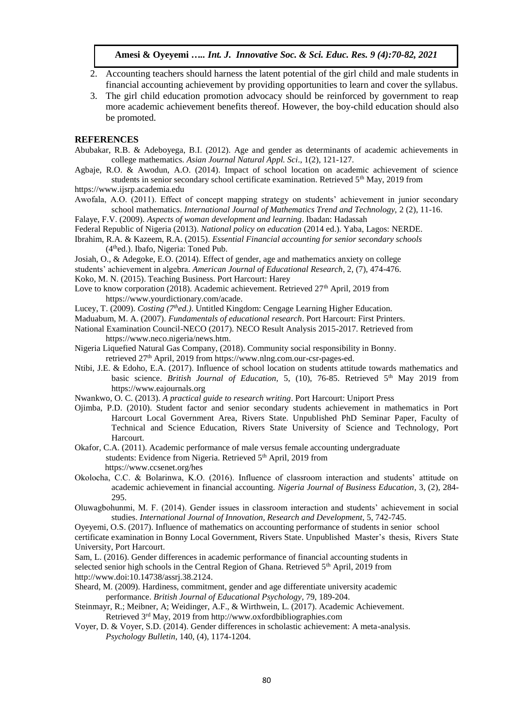2. Accounting teachers should harness the latent potential of the girl child and male students in financial accounting achievement by providing opportunities to learn and cover the syllabus.
3. The girl child education promotion advocacy should be reinforced by government to reap more academic achievement benefits thereof. However, the boy-child education should also be promoted.

## REFERENCES

Abubakar, R.B. & Adeboyega, B.I. (2012). Age and gender as determinants of academic achievements in college mathematics. *Asian Journal Natural Appl. Sci*., 1(2), 121-127.

Agbaje, R.O. & Awodun, A.O. (2014). Impact of school location on academic achievement of science students in senior secondary school certificate examination. Retrieved 5th May, 2019 from https://www.ijsrp.academia.edu

Awofala, A.O. (2011). Effect of concept mapping strategy on students' achievement in junior secondary school mathematics. *International Journal of Mathematics Trend and Technology,* 2 (2), 11-16.

Falaye, F.V. (2009). *Aspects of woman development and learning*. Ibadan: Hadassah

Federal Republic of Nigeria (2013). *National policy on education* (2014 ed.). Yaba, Lagos: NERDE.

Ibrahim, R.A. & Kazeem, R.A. (2015). *Essential Financial accounting for senior secondary schools* (4thed.). Ibafo, Nigeria: Toned Pub.

Josiah, O., & Adegoke, E.O. (2014). Effect of gender, age and mathematics anxiety on college students' achievement in algebra. *American Journal of Educational Research*, 2, (7), 474-476.

Koko, M. N. (2015). Teaching Business. Port Harcourt: Harey

Love to know corporation (2018). Academic achievement. Retrieved 27th April, 2019 from https://www.yourdictionary.com/acade.

Lucey, T. (2009). *Costing (7thed.)*. Untitled Kingdom: Cengage Learning Higher Education.

Maduabum, M. A. (2007). *Fundamentals of educational research*. Port Harcourt: First Printers.

National Examination Council-NECO (2017). NECO Result Analysis 2015-2017. Retrieved from https://www.neco.nigeria/news.htm.

Nigeria Liquefied Natural Gas Company, (2018). Community social responsibility in Bonny. retrieved 27th April, 2019 from https://www.nlng.com.our-csr-pages-ed.

Ntibi, J.E. & Edoho, E.A. (2017). Influence of school location on students attitude towards mathematics and basic science. *British Journal of Education,* 5, (10), 76-85. Retrieved 5th May 2019 from https://www.eajournals.org

Nwankwo, O. C. (2013). *A practical guide to research writing*. Port Harcourt: Uniport Press

Ojimba, P.D. (2010). Student factor and senior secondary students achievement in mathematics in Port Harcourt Local Government Area, Rivers State. Unpublished PhD Seminar Paper, Faculty of Technical and Science Education, Rivers State University of Science and Technology, Port Harcourt.

Okafor, C.A. (2011). Academic performance of male versus female accounting undergraduate students: Evidence from Nigeria. Retrieved 5th April, 2019 from https://www.ccsenet.org/hes

Okolocha, C.C. & Bolarinwa, K.O. (2016). Influence of classroom interaction and students' attitude on academic achievement in financial accounting. *Nigeria Journal of Business Education*, 3, (2), 284-295.

Oluwagbohunmi, M. F. (2014). Gender issues in classroom interaction and students' achievement in social studies. *International Journal of Innovation, Research and Development*, 5, 742-745.

Oyeyemi, O.S. (2017). Influence of mathematics on accounting performance of students in senior school certificate examination in Bonny Local Government, Rivers State. Unpublished Master's thesis, Rivers State University, Port Harcourt.

Sam, L. (2016). Gender differences in academic performance of financial accounting students in selected senior high schools in the Central Region of Ghana. Retrieved 5th April, 2019 from http://www.doi:10.14738/assrj.38.2124.

Sheard, M. (2009). Hardiness, commitment, gender and age differentiate university academic performance. *British Journal of Educational Psychology*, 79, 189-204.

Steinmayr, R.; Meibner, A; Weidinger, A.F., & Wirthwein, L. (2017). Academic Achievement. Retrieved 3rd May, 2019 from http://www.oxfordbibliographies.com

Voyer, D. & Voyer, S.D. (2014). Gender differences in scholastic achievement: A meta-analysis. *Psychology Bulletin*, 140, (4), 1174-1204.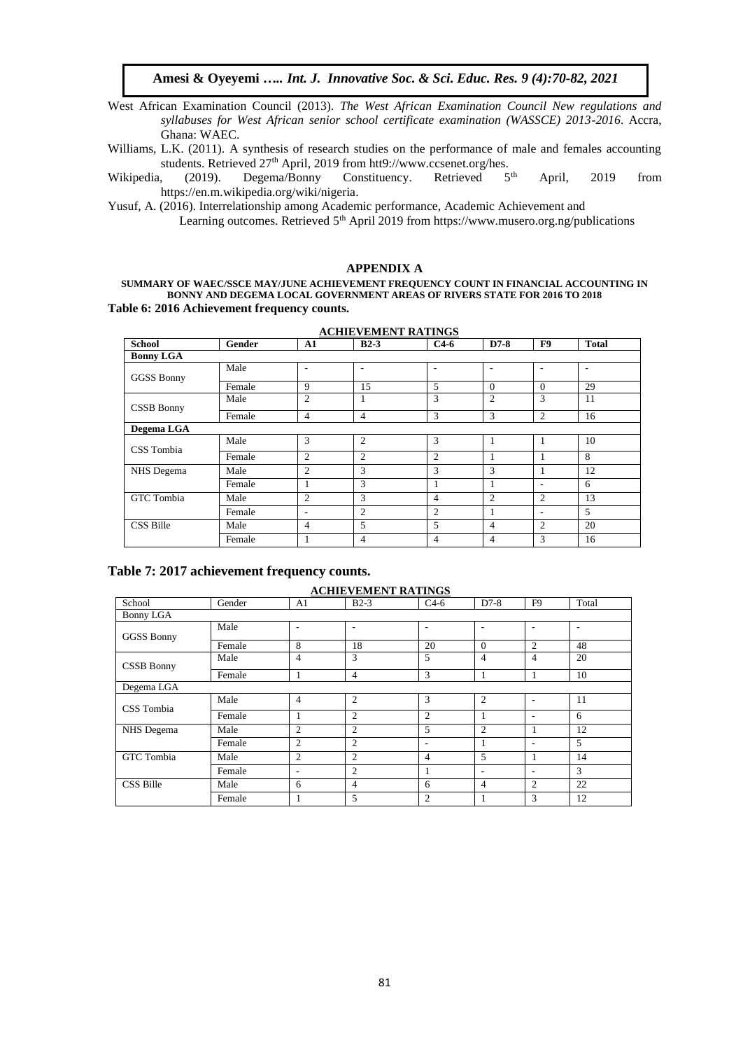West African Examination Council (2013). *The West African Examination Council New regulations and syllabuses for West African senior school certificate examination (WASSCE) 2013-2016*. Accra, Ghana: WAEC.

Williams, L.K. (2011). A synthesis of research studies on the performance of male and females accounting students. Retrieved 27th April, 2019 from htt9://www.ccsenet.org/hes.

Wikipedia, (2019). Degema/Bonny Constituency. Retrieved 5th April, 2019 from https://en.m.wikipedia.org/wiki/nigeria.

Yusuf, A. (2016). Interrelationship among Academic performance, Academic Achievement and Learning outcomes. Retrieved 5th April 2019 from https://www.musero.org.ng/publications

## APPENDIX A

**SUMMARY OF WAEC/SSCE MAY/JUNE ACHIEVEMENT FREQUENCY COUNT IN FINANCIAL ACCOUNTING IN BONNY AND DEGEMA LOCAL GOVERNMENT AREAS OF RIVERS STATE FOR 2016 TO 2018**

**Table 6: 2016 Achievement frequency counts.**

| | | ACHIEVEMENT RATINGS | | | | | |
|---|---|---|---|---|---|---|---|
| **School** | **Gender** | **A1** | **B2-3** | **C4-6** | **D7-8** | **F9** | **Total** |
| **Bonny LGA** | | | | | | | |
| GGSS Bonny | Male | - | - | - | - | - | - |
| | Female | 9 | 15 | 5 | 0 | 0 | 29 |
| CSSB Bonny | Male | 2 | 1 | 3 | 2 | 3 | 11 |
| | Female | 4 | 4 | 3 | 3 | 2 | 16 |
| **Degema LGA** | | | | | | | |
| CSS Tombia | Male | 3 | 2 | 3 | 1 | 1 | 10 |
| | Female | 2 | 2 | 2 | 1 | 1 | 8 |
| NHS Degema | Male | 2 | 3 | 3 | 3 | 1 | 12 |
| | Female | 1 | 3 | 1 | 1 | - | 6 |
| GTC Tombia | Male | 2 | 3 | 4 | 2 | 2 | 13 |
| | Female | - | 2 | 2 | 1 | - | 5 |
| CSS Bille | Male | 4 | 5 | 5 | 4 | 2 | 20 |
| | Female | 1 | 4 | 4 | 4 | 3 | 16 |

**Table 7: 2017 achievement frequency counts.**

| | | ACHIEVEMENT RATINGS | | | | | |
|---|---|---|---|---|---|---|---|
| School | Gender | A1 | B2-3 | C4-6 | D7-8 | F9 | Total |
| Bonny LGA | | | | | | | |
| GGSS Bonny | Male | - | - | - | - | - | - |
| | Female | 8 | 18 | 20 | 0 | 2 | 48 |
| CSSB Bonny | Male | 4 | 3 | 5 | 4 | 4 | 20 |
| | Female | 1 | 4 | 3 | 1 | 1 | 10 |
| Degema LGA | | | | | | | |
| CSS Tombia | Male | 4 | 2 | 3 | 2 | - | 11 |
| | Female | 1 | 2 | 2 | 1 | - | 6 |
| NHS Degema | Male | 2 | 2 | 5 | 2 | 1 | 12 |
| | Female | 2 | 2 | - | 1 | - | 5 |
| GTC Tombia | Male | 2 | 2 | 4 | 5 | 1 | 14 |
| | Female | - | 2 | 1 | - | - | 3 |
| CSS Bille | Male | 6 | 4 | 6 | 4 | 2 | 22 |
| | Female | 1 | 5 | 2 | 1 | 3 | 12 |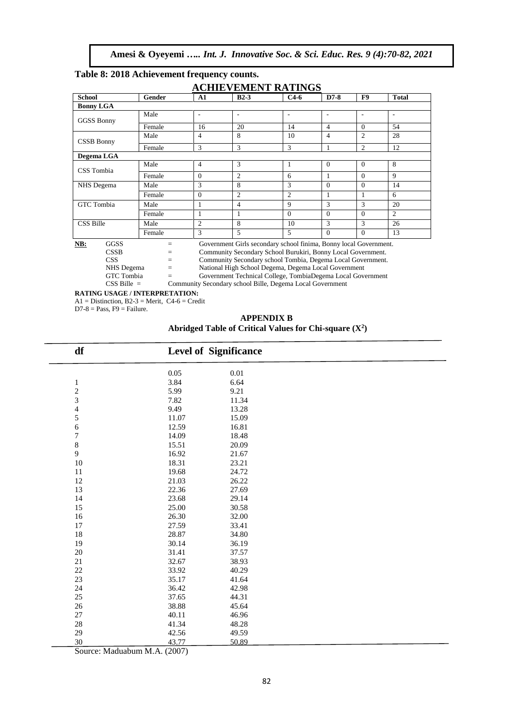**Table 8: 2018 Achievement frequency counts.**

| School | Gender | ACHIEVEMENT RATINGS | | | | | |
|---|---|---|---|---|---|---|---|
| | | A1 | B2-3 | C4-6 | D7-8 | F9 | Total |
| **Bonny LGA** | | | | | | | |
| GGSS Bonny | Male | - | - | - | - | - | - |
| | Female | 16 | 20 | 14 | 4 | 0 | 54 |
| CSSB Bonny | Male | 4 | 8 | 10 | 4 | 2 | 28 |
| | Female | 3 | 3 | 3 | 1 | 2 | 12 |
| **Degema LGA** | | | | | | | |
| CSS Tombia | Male | 4 | 3 | 1 | 0 | 0 | 8 |
| | Female | 0 | 2 | 6 | 1 | 0 | 9 |
| NHS Degema | Male | 3 | 8 | 3 | 0 | 0 | 14 |
| | Female | 0 | 2 | 2 | 1 | 1 | 6 |
| GTC Tombia | Male | 1 | 4 | 9 | 3 | 3 | 20 |
| | Female | 1 | 1 | 0 | 0 | 0 | 2 |
| CSS Bille | Male | 2 | 8 | 10 | 3 | 3 | 26 |
| | Female | 3 | 5 | 5 | 0 | 0 | 13 |

**NB:**
GGSS = Government Girls secondary school finima, Bonny local Government.
CSSB = Community Secondary School Burukiri, Bonny Local Government.
CSS = Community Secondary school Tombia, Degema Local Government.
NHS Degema = National High School Degema, Degema Local Government
GTC Tombia = Government Technical College, TombiaDegema Local Government
CSS Bille = Community Secondary school Bille, Degema Local Government

**RATING USAGE / INTERPRETATION:**
A1 = Distinction, B2-3 = Merit, C4-6 = Credit
D7-8 = Pass, F9 = Failure.

**APPENDIX B**

**Abridged Table of Critical Values for Chi-square ($X^2$)**

| df | Level of Significance | |
|---|---|---|
| | 0.05 | 0.01 |
| 1 | 3.84 | 6.64 |
| 2 | 5.99 | 9.21 |
| 3 | 7.82 | 11.34 |
| 4 | 9.49 | 13.28 |
| 5 | 11.07 | 15.09 |
| 6 | 12.59 | 16.81 |
| 7 | 14.09 | 18.48 |
| 8 | 15.51 | 20.09 |
| 9 | 16.92 | 21.67 |
| 10 | 18.31 | 23.21 |
| 11 | 19.68 | 24.72 |
| 12 | 21.03 | 26.22 |
| 13 | 22.36 | 27.69 |
| 14 | 23.68 | 29.14 |
| 15 | 25.00 | 30.58 |
| 16 | 26.30 | 32.00 |
| 17 | 27.59 | 33.41 |
| 18 | 28.87 | 34.80 |
| 19 | 30.14 | 36.19 |
| 20 | 31.41 | 37.57 |
| 21 | 32.67 | 38.93 |
| 22 | 33.92 | 40.29 |
| 23 | 35.17 | 41.64 |
| 24 | 36.42 | 42.98 |
| 25 | 37.65 | 44.31 |
| 26 | 38.88 | 45.64 |
| 27 | 40.11 | 46.96 |
| 28 | 41.34 | 48.28 |
| 29 | 42.56 | 49.59 |
| 30 | 43.77 | 50.89 |

Source: Maduabum M.A. (2007)